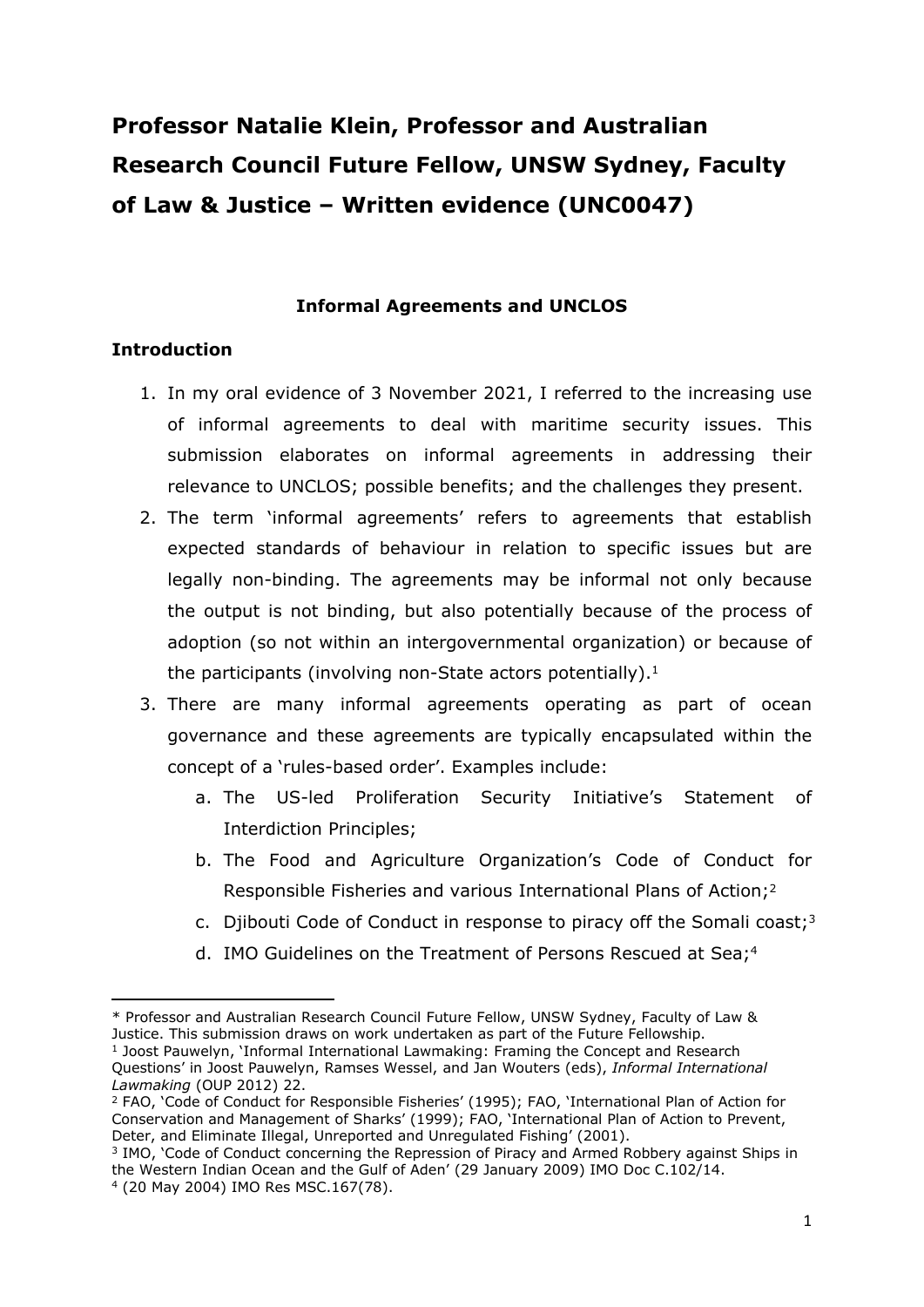# Professor Natalie Klein, Professor and Australian Research Council Future Fellow, UNSW Sydney, Faculty of Law & Justice – Written evidence (UNC0047)

### Informal Agreements and UNCLOS

## Introduction

1. In my oral evidence of 3 November 2021, I referred to the increasing use of informal agreements to deal with maritime security issues. This submission elaborates on informal agreements in addressing their relevance to UNCLOS; possible benefits; and the challenges they present.
2. The term 'informal agreements' refers to agreements that establish expected standards of behaviour in relation to specific issues but are legally non-binding. The agreements may be informal not only because the output is not binding, but also potentially because of the process of adoption (so not within an intergovernmental organization) or because of the participants (involving non-State actors potentially).[1]
3. There are many informal agreements operating as part of ocean governance and these agreements are typically encapsulated within the concept of a 'rules-based order'. Examples include:
    a. The US-led Proliferation Security Initiative's Statement of Interdiction Principles;
    b. The Food and Agriculture Organization's Code of Conduct for Responsible Fisheries and various International Plans of Action;[2]
    c. Djibouti Code of Conduct in response to piracy off the Somali coast;[3]
    d. IMO Guidelines on the Treatment of Persons Rescued at Sea;[4]

---

* Professor and Australian Research Council Future Fellow, UNSW Sydney, Faculty of Law & Justice. This submission draws on work undertaken as part of the Future Fellowship.

[1] Joost Pauwelyn, 'Informal International Lawmaking: Framing the Concept and Research Questions' in Joost Pauwelyn, Ramses Wessel, and Jan Wouters (eds), *Informal International Lawmaking* (OUP 2012) 22.

[2] FAO, 'Code of Conduct for Responsible Fisheries' (1995); FAO, 'International Plan of Action for Conservation and Management of Sharks' (1999); FAO, 'International Plan of Action to Prevent, Deter, and Eliminate Illegal, Unreported and Unregulated Fishing' (2001).

[3] IMO, 'Code of Conduct concerning the Repression of Piracy and Armed Robbery against Ships in the Western Indian Ocean and the Gulf of Aden' (29 January 2009) IMO Doc C.102/14.

[4] (20 May 2004) IMO Res MSC.167(78).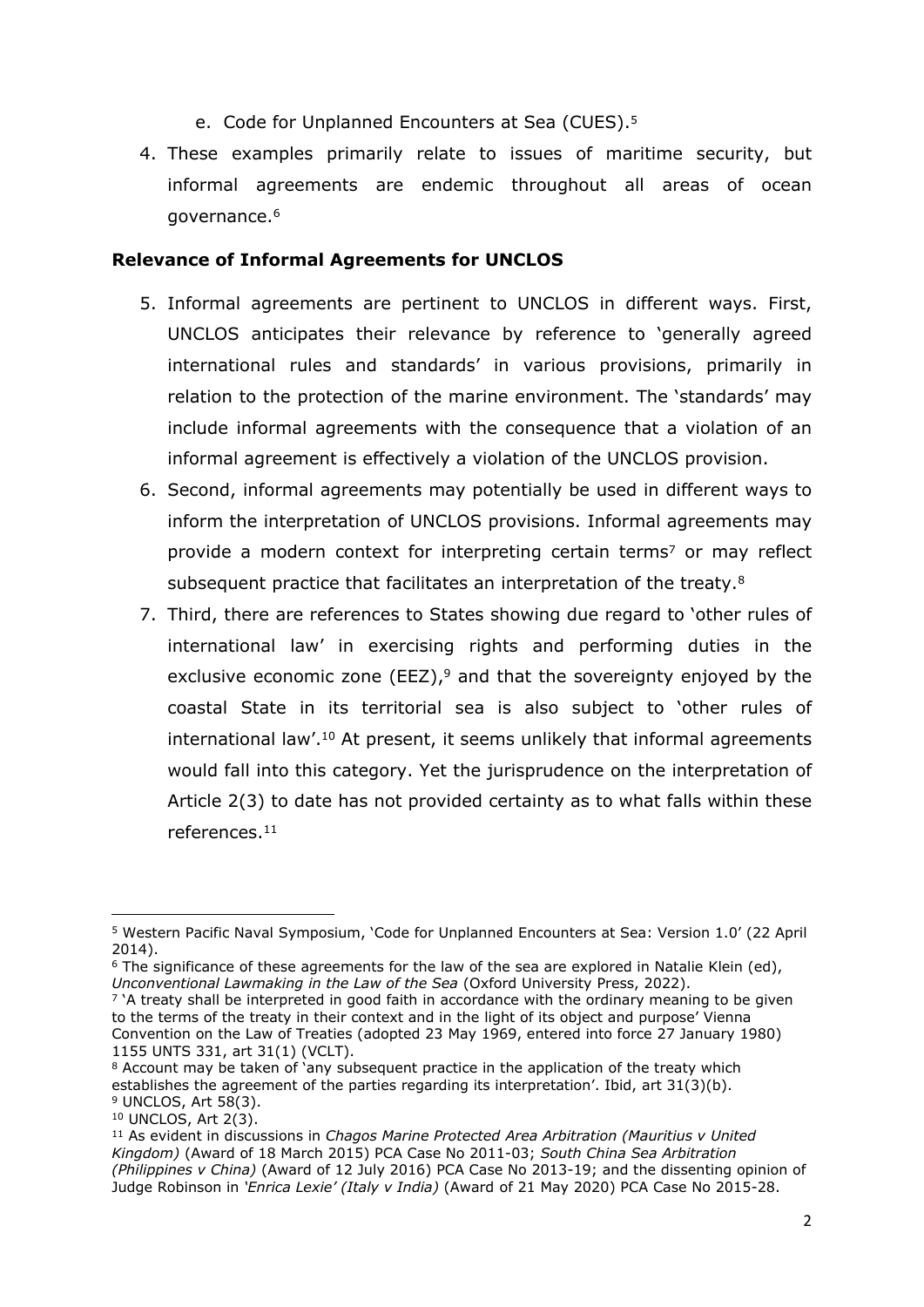e. Code for Unplanned Encounters at Sea (CUES).[5]

4. These examples primarily relate to issues of maritime security, but informal agreements are endemic throughout all areas of ocean governance.[6]

**Relevance of Informal Agreements for UNCLOS**

5. Informal agreements are pertinent to UNCLOS in different ways. First, UNCLOS anticipates their relevance by reference to 'generally agreed international rules and standards' in various provisions, primarily in relation to the protection of the marine environment. The 'standards' may include informal agreements with the consequence that a violation of an informal agreement is effectively a violation of the UNCLOS provision.
6. Second, informal agreements may potentially be used in different ways to inform the interpretation of UNCLOS provisions. Informal agreements may provide a modern context for interpreting certain terms[7] or may reflect subsequent practice that facilitates an interpretation of the treaty.[8]
7. Third, there are references to States showing due regard to 'other rules of international law' in exercising rights and performing duties in the exclusive economic zone (EEZ),[9] and that the sovereignty enjoyed by the coastal State in its territorial sea is also subject to 'other rules of international law'.[10] At present, it seems unlikely that informal agreements would fall into this category. Yet the jurisprudence on the interpretation of Article 2(3) to date has not provided certainty as to what falls within these references.[11]

---

[5] Western Pacific Naval Symposium, 'Code for Unplanned Encounters at Sea: Version 1.0' (22 April 2014).

[6] The significance of these agreements for the law of the sea are explored in Natalie Klein (ed), *Unconventional Lawmaking in the Law of the Sea* (Oxford University Press, 2022).

[7] 'A treaty shall be interpreted in good faith in accordance with the ordinary meaning to be given to the terms of the treaty in their context and in the light of its object and purpose' Vienna Convention on the Law of Treaties (adopted 23 May 1969, entered into force 27 January 1980) 1155 UNTS 331, art 31(1) (VCLT).

[8] Account may be taken of 'any subsequent practice in the application of the treaty which establishes the agreement of the parties regarding its interpretation'. Ibid, art 31(3)(b).

[9] UNCLOS, Art 58(3).

[10] UNCLOS, Art 2(3).

[11] As evident in discussions in *Chagos Marine Protected Area Arbitration (Mauritius v United Kingdom)* (Award of 18 March 2015) PCA Case No 2011-03; *South China Sea Arbitration (Philippines v China)* (Award of 12 July 2016) PCA Case No 2013-19; and the dissenting opinion of Judge Robinson in *'Enrica Lexie' (Italy v India)* (Award of 21 May 2020) PCA Case No 2015-28.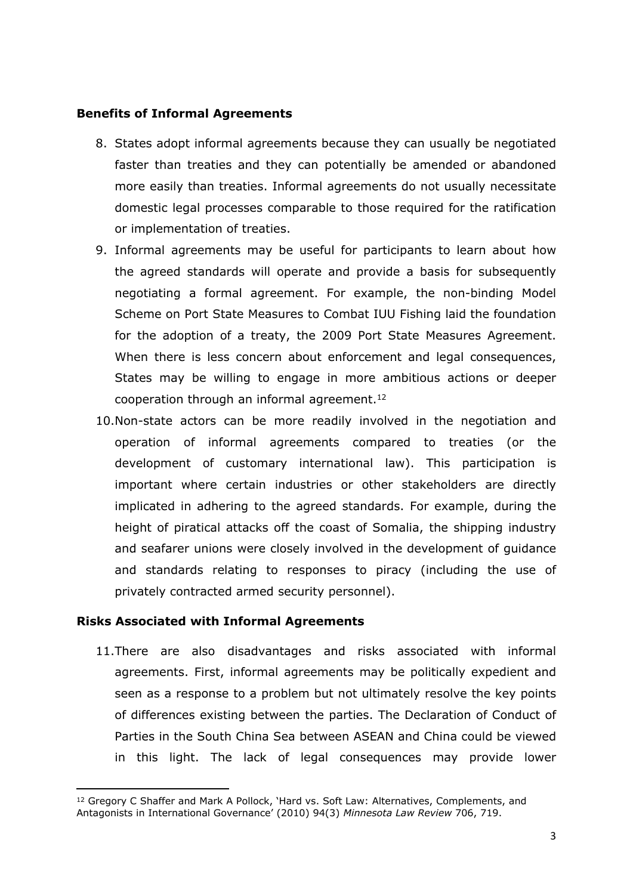**Benefits of Informal Agreements**

8. States adopt informal agreements because they can usually be negotiated faster than treaties and they can potentially be amended or abandoned more easily than treaties. Informal agreements do not usually necessitate domestic legal processes comparable to those required for the ratification or implementation of treaties.
9. Informal agreements may be useful for participants to learn about how the agreed standards will operate and provide a basis for subsequently negotiating a formal agreement. For example, the non-binding Model Scheme on Port State Measures to Combat IUU Fishing laid the foundation for the adoption of a treaty, the 2009 Port State Measures Agreement. When there is less concern about enforcement and legal consequences, States may be willing to engage in more ambitious actions or deeper cooperation through an informal agreement.[12]
10. Non-state actors can be more readily involved in the negotiation and operation of informal agreements compared to treaties (or the development of customary international law). This participation is important where certain industries or other stakeholders are directly implicated in adhering to the agreed standards. For example, during the height of piratical attacks off the coast of Somalia, the shipping industry and seafarer unions were closely involved in the development of guidance and standards relating to responses to piracy (including the use of privately contracted armed security personnel).

**Risks Associated with Informal Agreements**

11. There are also disadvantages and risks associated with informal agreements. First, informal agreements may be politically expedient and seen as a response to a problem but not ultimately resolve the key points of differences existing between the parties. The Declaration of Conduct of Parties in the South China Sea between ASEAN and China could be viewed in this light. The lack of legal consequences may provide lower

[12] Gregory C Shaffer and Mark A Pollock, 'Hard vs. Soft Law: Alternatives, Complements, and Antagonists in International Governance' (2010) 94(3) *Minnesota Law Review* 706, 719.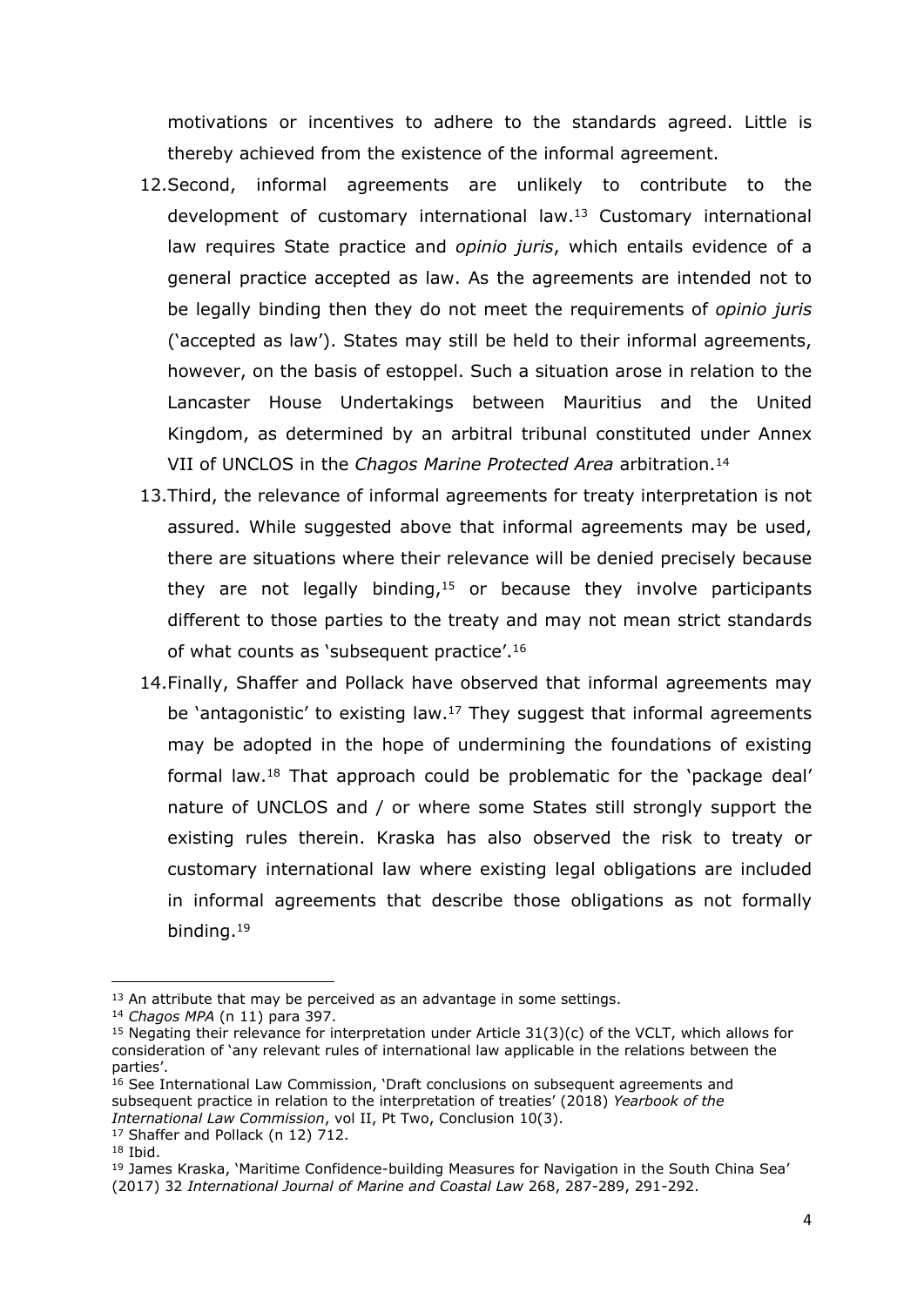motivations or incentives to adhere to the standards agreed. Little is thereby achieved from the existence of the informal agreement.

12. Second, informal agreements are unlikely to contribute to the development of customary international law.[13] Customary international law requires State practice and *opinio juris*, which entails evidence of a general practice accepted as law. As the agreements are intended not to be legally binding then they do not meet the requirements of *opinio juris* ('accepted as law'). States may still be held to their informal agreements, however, on the basis of estoppel. Such a situation arose in relation to the Lancaster House Undertakings between Mauritius and the United Kingdom, as determined by an arbitral tribunal constituted under Annex VII of UNCLOS in the *Chagos Marine Protected Area* arbitration.[14]

13. Third, the relevance of informal agreements for treaty interpretation is not assured. While suggested above that informal agreements may be used, there are situations where their relevance will be denied precisely because they are not legally binding,[15] or because they involve participants different to those parties to the treaty and may not mean strict standards of what counts as 'subsequent practice'.[16]

14. Finally, Shaffer and Pollack have observed that informal agreements may be 'antagonistic' to existing law.[17] They suggest that informal agreements may be adopted in the hope of undermining the foundations of existing formal law.[18] That approach could be problematic for the 'package deal' nature of UNCLOS and / or where some States still strongly support the existing rules therein. Kraska has also observed the risk to treaty or customary international law where existing legal obligations are included in informal agreements that describe those obligations as not formally binding.[19]

---

[13] An attribute that may be perceived as an advantage in some settings.

[14] *Chagos MPA* (n 11) para 397.

[15] Negating their relevance for interpretation under Article 31(3)(c) of the VCLT, which allows for consideration of 'any relevant rules of international law applicable in the relations between the parties'.

[16] See International Law Commission, 'Draft conclusions on subsequent agreements and subsequent practice in relation to the interpretation of treaties' (2018) *Yearbook of the International Law Commission*, vol II, Pt Two, Conclusion 10(3).

[17] Shaffer and Pollack (n 12) 712.

[18] Ibid.

[19] James Kraska, 'Maritime Confidence-building Measures for Navigation in the South China Sea' (2017) 32 *International Journal of Marine and Coastal Law* 268, 287-289, 291-292.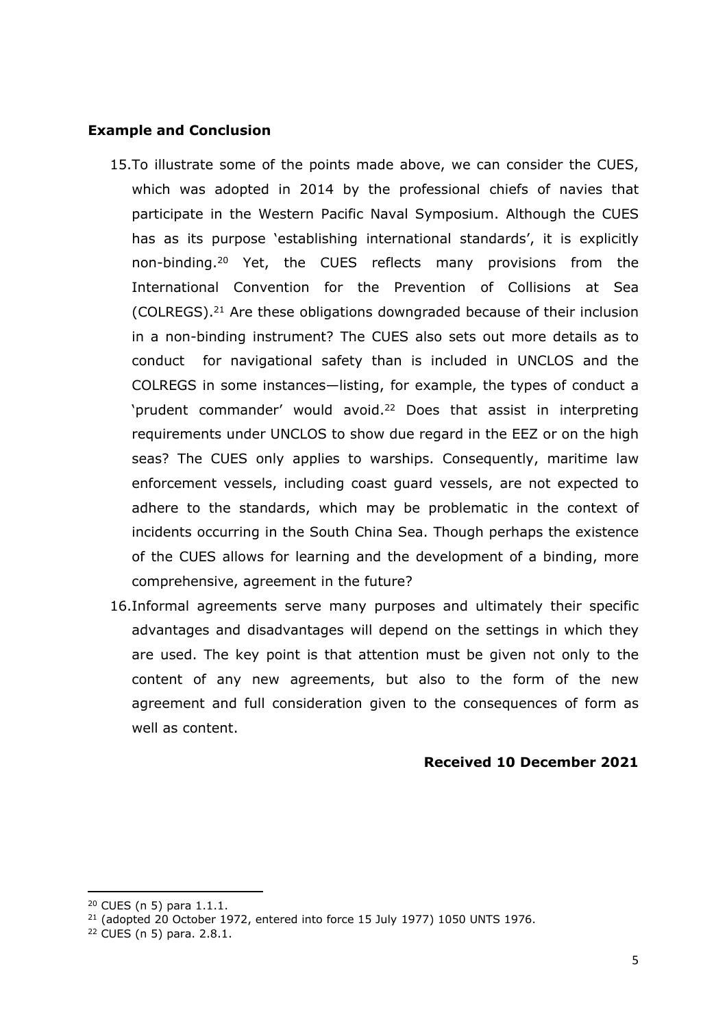**Example and Conclusion**

15. To illustrate some of the points made above, we can consider the CUES, which was adopted in 2014 by the professional chiefs of navies that participate in the Western Pacific Naval Symposium. Although the CUES has as its purpose 'establishing international standards', it is explicitly non-binding.[20] Yet, the CUES reflects many provisions from the International Convention for the Prevention of Collisions at Sea (COLREGS).[21] Are these obligations downgraded because of their inclusion in a non-binding instrument? The CUES also sets out more details as to conduct for navigational safety than is included in UNCLOS and the COLREGS in some instances—listing, for example, the types of conduct a 'prudent commander' would avoid.[22] Does that assist in interpreting requirements under UNCLOS to show due regard in the EEZ or on the high seas? The CUES only applies to warships. Consequently, maritime law enforcement vessels, including coast guard vessels, are not expected to adhere to the standards, which may be problematic in the context of incidents occurring in the South China Sea. Though perhaps the existence of the CUES allows for learning and the development of a binding, more comprehensive, agreement in the future?

16. Informal agreements serve many purposes and ultimately their specific advantages and disadvantages will depend on the settings in which they are used. The key point is that attention must be given not only to the content of any new agreements, but also to the form of the new agreement and full consideration given to the consequences of form as well as content.

**Received 10 December 2021**

---

[20] CUES (n 5) para 1.1.1.

[21] (adopted 20 October 1972, entered into force 15 July 1977) 1050 UNTS 1976.

[22] CUES (n 5) para. 2.8.1.